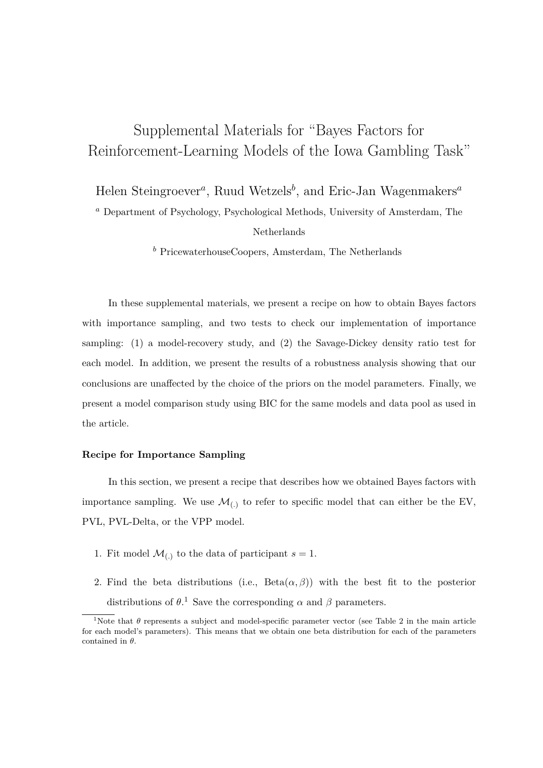# Supplemental Materials for "Bayes Factors for Reinforcement-Learning Models of the Iowa Gambling Task"

Helen Steingroever[a], Ruud Wetzels[b], and Eric-Jan Wagenmakers[a]

[a] Department of Psychology, Psychological Methods, University of Amsterdam, The Netherlands

[b] PricewaterhouseCoopers, Amsterdam, The Netherlands

In these supplemental materials, we present a recipe on how to obtain Bayes factors with importance sampling, and two tests to check our implementation of importance sampling: (1) a model-recovery study, and (2) the Savage-Dickey density ratio test for each model. In addition, we present the results of a robustness analysis showing that our conclusions are unaffected by the choice of the priors on the model parameters. Finally, we present a model comparison study using BIC for the same models and data pool as used in the article.

**Recipe for Importance Sampling**

In this section, we present a recipe that describes how we obtained Bayes factors with importance sampling. We use $\mathcal{M}_{(.)}$ to refer to specific model that can either be the EV, PVL, PVL-Delta, or the VPP model.

1. Fit model $\mathcal{M}_{(.)}$ to the data of participant $s = 1$.
2. Find the beta distributions (i.e., $\text{Beta}(\alpha, \beta)$) with the best fit to the posterior distributions of $\theta$.[1] Save the corresponding $\alpha$ and $\beta$ parameters.

[1] Note that $\theta$ represents a subject and model-specific parameter vector (see Table 2 in the main article for each model's parameters). This means that we obtain one beta distribution for each of the parameters contained in $\theta$.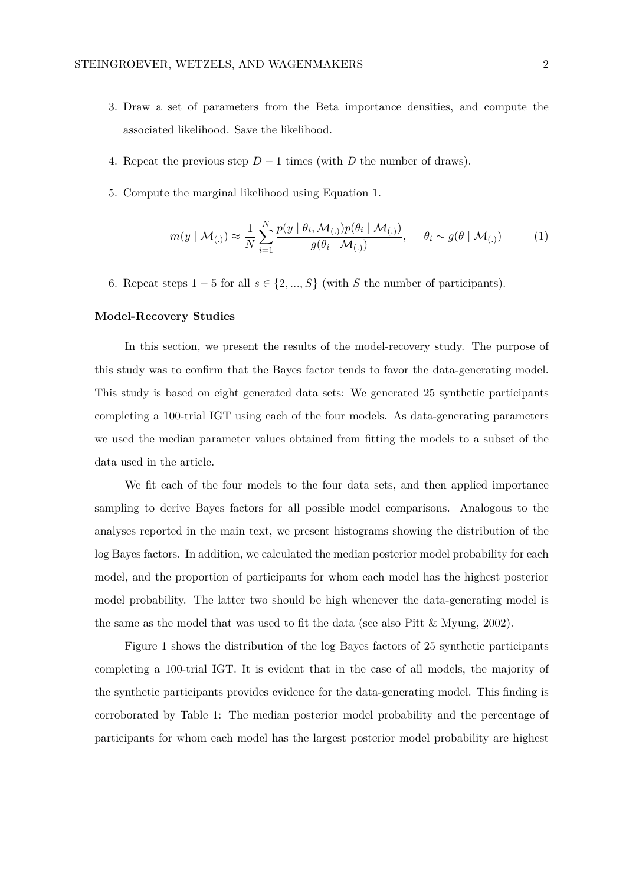3. Draw a set of parameters from the Beta importance densities, and compute the associated likelihood. Save the likelihood.
4. Repeat the previous step $D - 1$ times (with $D$ the number of draws).
5. Compute the marginal likelihood using Equation 1.

$$m(y \mid \mathcal{M}_{(.)}) \approx \frac{1}{N} \sum_{i=1}^{N} \frac{p(y \mid \theta_i, \mathcal{M}_{(.)}) p(\theta_i \mid \mathcal{M}_{(.)})}{g(\theta_i \mid \mathcal{M}_{(.)})}, \quad \theta_i \sim g(\theta \mid \mathcal{M}_{(.)}) \tag{1}$$

6. Repeat steps $1 - 5$ for all $s \in \{2, ..., S\}$ (with $S$ the number of participants).

**Model-Recovery Studies**

In this section, we present the results of the model-recovery study. The purpose of this study was to confirm that the Bayes factor tends to favor the data-generating model. This study is based on eight generated data sets: We generated 25 synthetic participants completing a 100-trial IGT using each of the four models. As data-generating parameters we used the median parameter values obtained from fitting the models to a subset of the data used in the article.

We fit each of the four models to the four data sets, and then applied importance sampling to derive Bayes factors for all possible model comparisons. Analogous to the analyses reported in the main text, we present histograms showing the distribution of the log Bayes factors. In addition, we calculated the median posterior model probability for each model, and the proportion of participants for whom each model has the highest posterior model probability. The latter two should be high whenever the data-generating model is the same as the model that was used to fit the data (see also Pitt & Myung, 2002).

Figure 1 shows the distribution of the log Bayes factors of 25 synthetic participants completing a 100-trial IGT. It is evident that in the case of all models, the majority of the synthetic participants provides evidence for the data-generating model. This finding is corroborated by Table 1: The median posterior model probability and the percentage of participants for whom each model has the largest posterior model probability are highest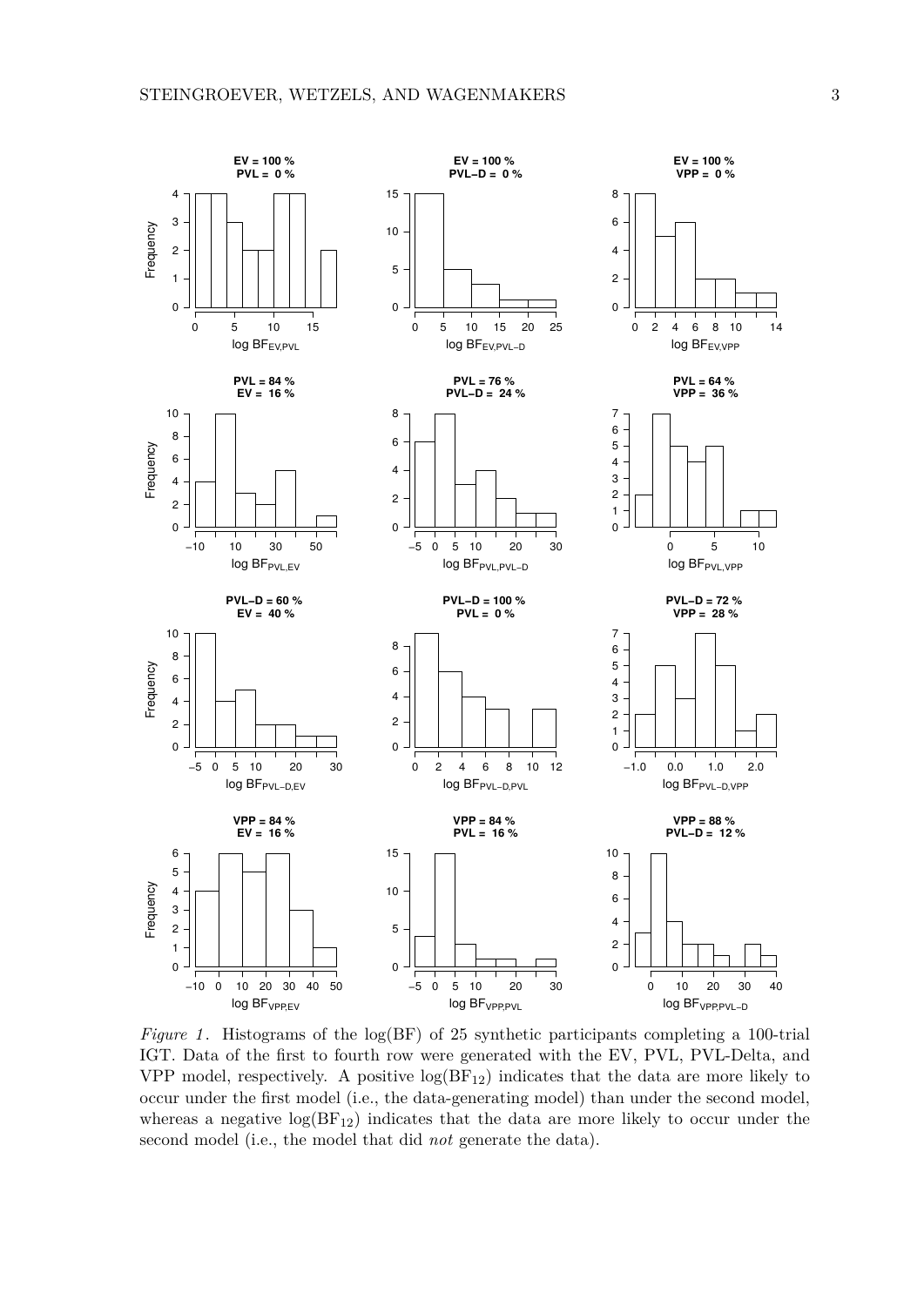*Figure 1*. Histograms of the log(BF) of 25 synthetic participants completing a 100-trial IGT. Data of the first to fourth row were generated with the EV, PVL, PVL-Delta, and VPP model, respectively. A positive $\log(\text{BF}_{12})$ indicates that the data are more likely to occur under the first model (i.e., the data-generating model) than under the second model, whereas a negative $\log(\text{BF}_{12})$ indicates that the data are more likely to occur under the second model (i.e., the model that did *not* generate the data).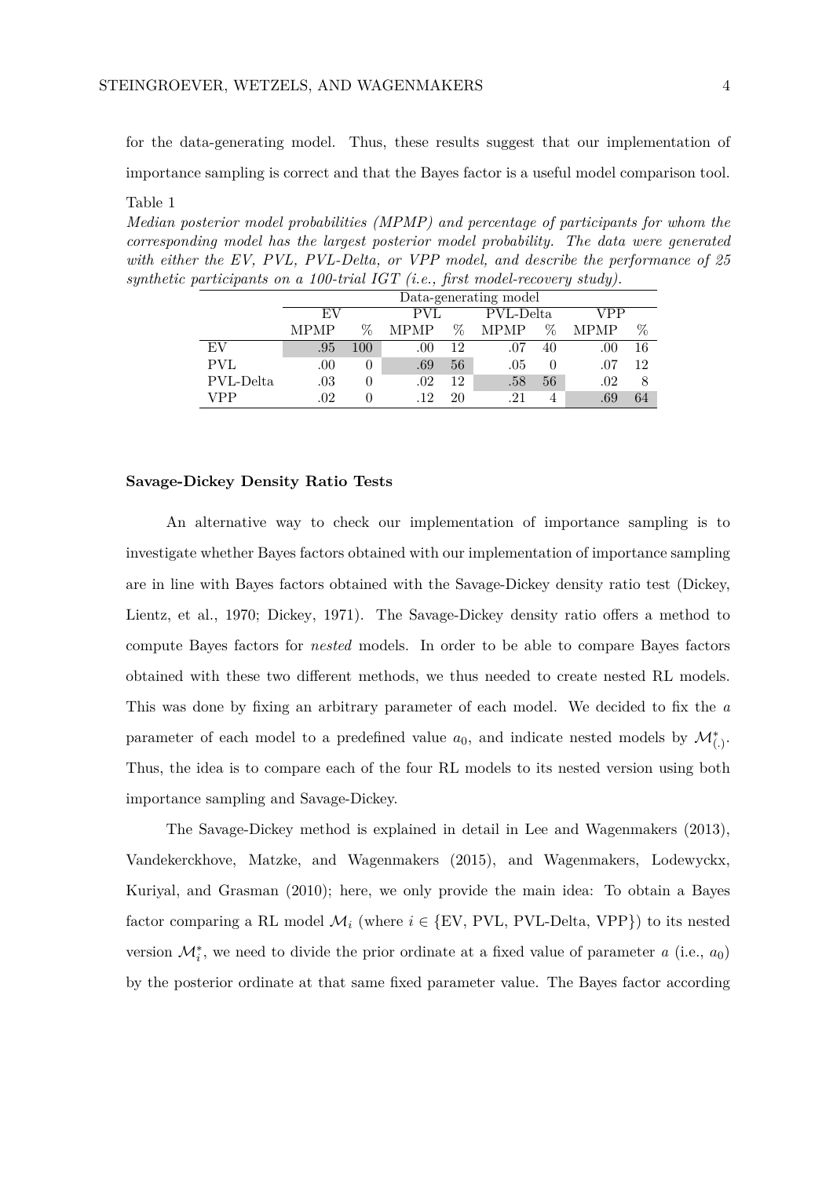for the data-generating model. Thus, these results suggest that our implementation of importance sampling is correct and that the Bayes factor is a useful model comparison tool.

Table 1

*Median posterior model probabilities (MPMP) and percentage of participants for whom the corresponding model has the largest posterior model probability. The data were generated with either the EV, PVL, PVL-Delta, or VPP model, and describe the performance of 25 synthetic participants on a 100-trial IGT (i.e., first model-recovery study).*

| | Data-generating model | | | | | | | |
|---|---|---|---|---|---|---|---|---|
| | EV | | PVL | | PVL-Delta | | VPP | |
| | MPMP | % | MPMP | % | MPMP | % | MPMP | % |
| EV | .95 | 100 | .00 | 12 | .07 | 40 | .00 | 16 |
| PVL | .00 | 0 | .69 | 56 | .05 | 0 | .07 | 12 |
| PVL-Delta | .03 | 0 | .02 | 12 | .58 | 56 | .02 | 8 |
| VPP | .02 | 0 | .12 | 20 | .21 | 4 | .69 | 64 |

## Savage-Dickey Density Ratio Tests

An alternative way to check our implementation of importance sampling is to investigate whether Bayes factors obtained with our implementation of importance sampling are in line with Bayes factors obtained with the Savage-Dickey density ratio test (Dickey, Lientz, et al., 1970; Dickey, 1971). The Savage-Dickey density ratio offers a method to compute Bayes factors for *nested* models. In order to be able to compare Bayes factors obtained with these two different methods, we thus needed to create nested RL models. This was done by fixing an arbitrary parameter of each model. We decided to fix the $a$ parameter of each model to a predefined value $a_0$, and indicate nested models by $\mathcal{M}^*_{(.)}$. Thus, the idea is to compare each of the four RL models to its nested version using both importance sampling and Savage-Dickey.

The Savage-Dickey method is explained in detail in Lee and Wagenmakers (2013), Vandekerckhove, Matzke, and Wagenmakers (2015), and Wagenmakers, Lodewyckx, Kuriyal, and Grasman (2010); here, we only provide the main idea: To obtain a Bayes factor comparing a RL model $\mathcal{M}_i$ (where $i \in$ {EV, PVL, PVL-Delta, VPP}) to its nested version $\mathcal{M}^*_i$, we need to divide the prior ordinate at a fixed value of parameter $a$ (i.e., $a_0$) by the posterior ordinate at that same fixed parameter value. The Bayes factor according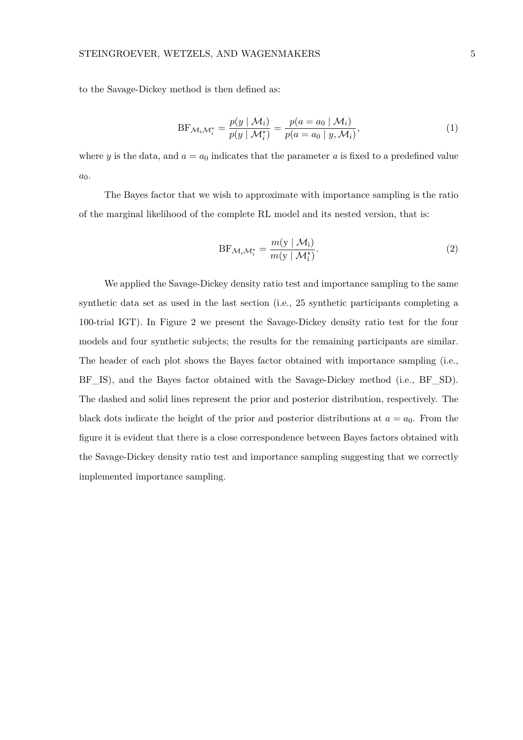to the Savage-Dickey method is then defined as:

$$\mathrm{BF}_{\mathcal{M}_i \mathcal{M}_i^*} = \frac{p(y \mid \mathcal{M}_i)}{p(y \mid \mathcal{M}_i^*)} = \frac{p(a = a_0 \mid \mathcal{M}_i)}{p(a = a_0 \mid y, \mathcal{M}_i)}, \tag{1}$$

where $y$ is the data, and $a = a_0$ indicates that the parameter $a$ is fixed to a predefined value $a_0$.

The Bayes factor that we wish to approximate with importance sampling is the ratio of the marginal likelihood of the complete RL model and its nested version, that is:

$$\mathrm{BF}_{\mathcal{M}_i \mathcal{M}_i^*} = \frac{m(\mathrm{y} \mid \mathcal{M}_\mathrm{i})}{m(\mathrm{y} \mid \mathcal{M}_\mathrm{i}^*)}. \tag{2}$$

We applied the Savage-Dickey density ratio test and importance sampling to the same synthetic data set as used in the last section (i.e., 25 synthetic participants completing a 100-trial IGT). In Figure 2 we present the Savage-Dickey density ratio test for the four models and four synthetic subjects; the results for the remaining participants are similar. The header of each plot shows the Bayes factor obtained with importance sampling (i.e., BF_IS), and the Bayes factor obtained with the Savage-Dickey method (i.e., BF_SD). The dashed and solid lines represent the prior and posterior distribution, respectively. The black dots indicate the height of the prior and posterior distributions at $a = a_0$. From the figure it is evident that there is a close correspondence between Bayes factors obtained with the Savage-Dickey density ratio test and importance sampling suggesting that we correctly implemented importance sampling.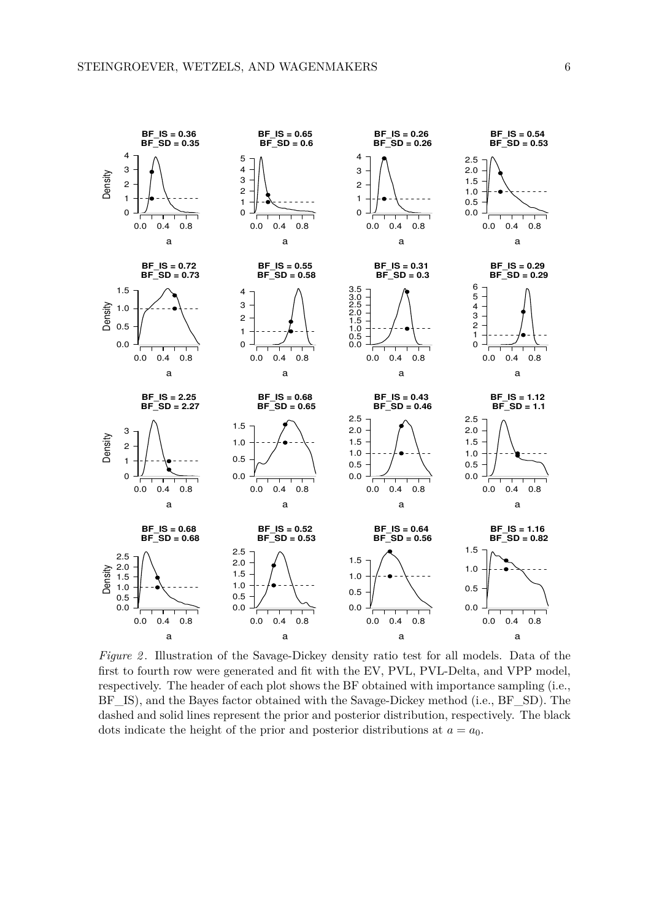*Figure 2*. Illustration of the Savage-Dickey density ratio test for all models. Data of the first to fourth row were generated and fit with the EV, PVL, PVL-Delta, and VPP model, respectively. The header of each plot shows the BF obtained with importance sampling (i.e., BF_IS), and the Bayes factor obtained with the Savage-Dickey method (i.e., BF_SD). The dashed and solid lines represent the prior and posterior distribution, respectively. The black dots indicate the height of the prior and posterior distributions at $a = a_0$.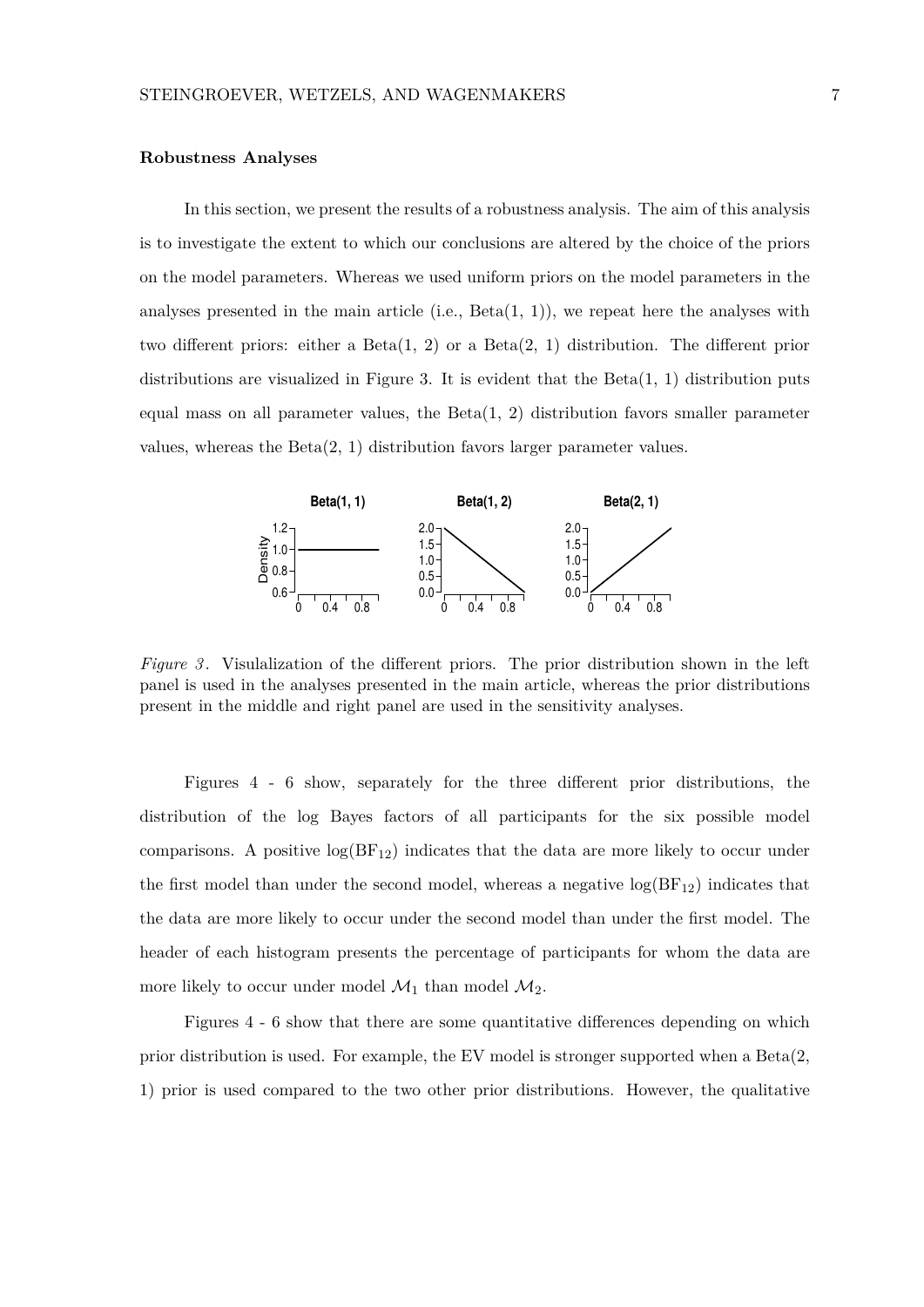### Robustness Analyses

In this section, we present the results of a robustness analysis. The aim of this analysis is to investigate the extent to which our conclusions are altered by the choice of the priors on the model parameters. Whereas we used uniform priors on the model parameters in the analyses presented in the main article (i.e., Beta(1, 1)), we repeat here the analyses with two different priors: either a Beta(1, 2) or a Beta(2, 1) distribution. The different prior distributions are visualized in Figure 3. It is evident that the Beta(1, 1) distribution puts equal mass on all parameter values, the Beta(1, 2) distribution favors smaller parameter values, whereas the Beta(2, 1) distribution favors larger parameter values.

*Figure 3*. Visualization of the different priors. The prior distribution shown in the left panel is used in the analyses presented in the main article, whereas the prior distributions present in the middle and right panel are used in the sensitivity analyses.

Figures 4 - 6 show, separately for the three different prior distributions, the distribution of the log Bayes factors of all participants for the six possible model comparisons. A positive $\log(\mathrm{BF}_{12})$ indicates that the data are more likely to occur under the first model than under the second model, whereas a negative $\log(\mathrm{BF}_{12})$ indicates that the data are more likely to occur under the second model than under the first model. The header of each histogram presents the percentage of participants for whom the data are more likely to occur under model $\mathcal{M}_1$ than model $\mathcal{M}_2$.

Figures 4 - 6 show that there are some quantitative differences depending on which prior distribution is used. For example, the EV model is stronger supported when a Beta(2, 1) prior is used compared to the two other prior distributions. However, the qualitative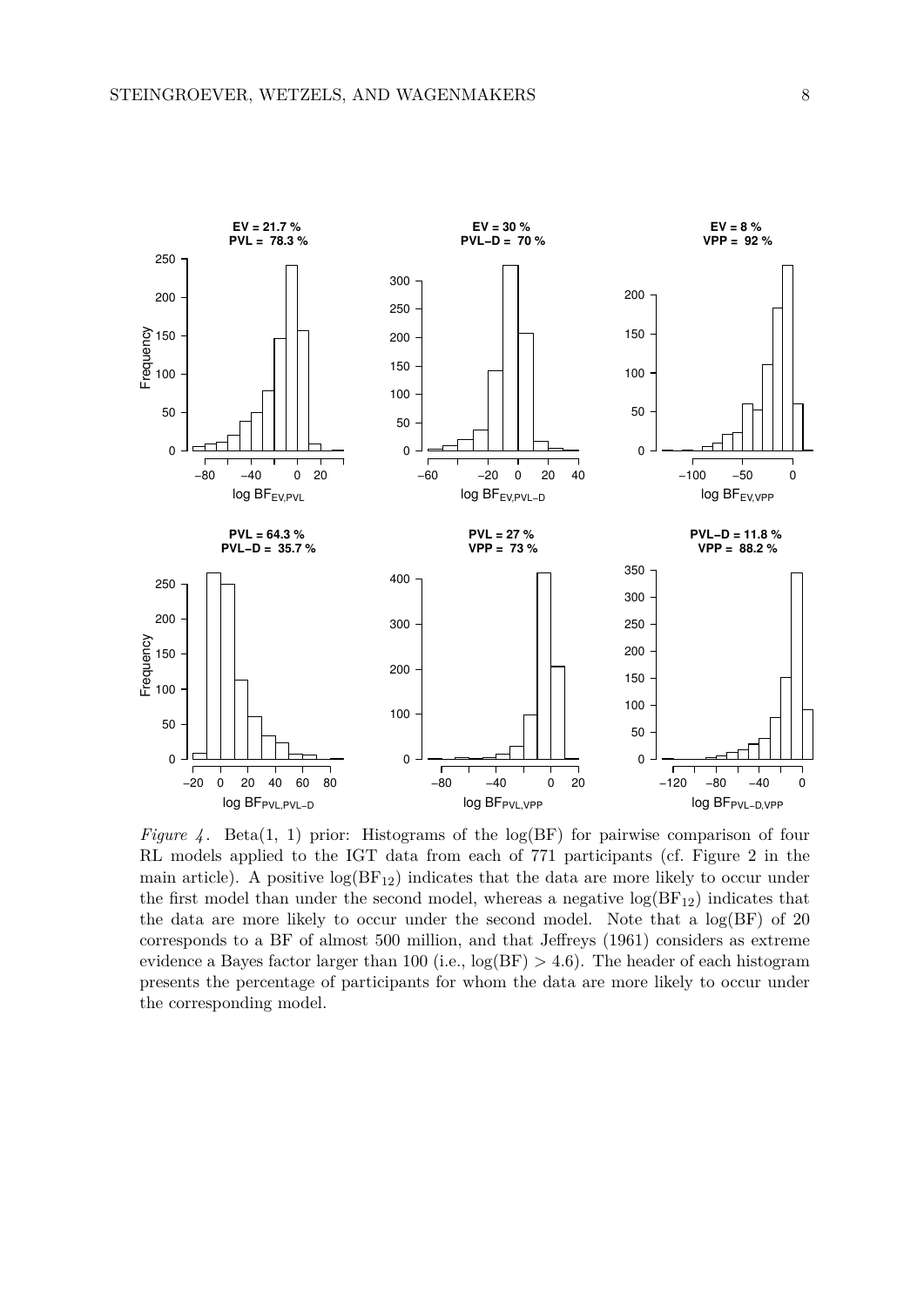*Figure 4*. Beta(1, 1) prior: Histograms of the log(BF) for pairwise comparison of four RL models applied to the IGT data from each of 771 participants (cf. Figure 2 in the main article). A positive $\log(\mathrm{BF}_{12})$ indicates that the data are more likely to occur under the first model than under the second model, whereas a negative $\log(\mathrm{BF}_{12})$ indicates that the data are more likely to occur under the second model. Note that a log(BF) of 20 corresponds to a BF of almost 500 million, and that Jeffreys (1961) considers as extreme evidence a Bayes factor larger than 100 (i.e., $\log(\mathrm{BF}) > 4.6$). The header of each histogram presents the percentage of participants for whom the data are more likely to occur under the corresponding model.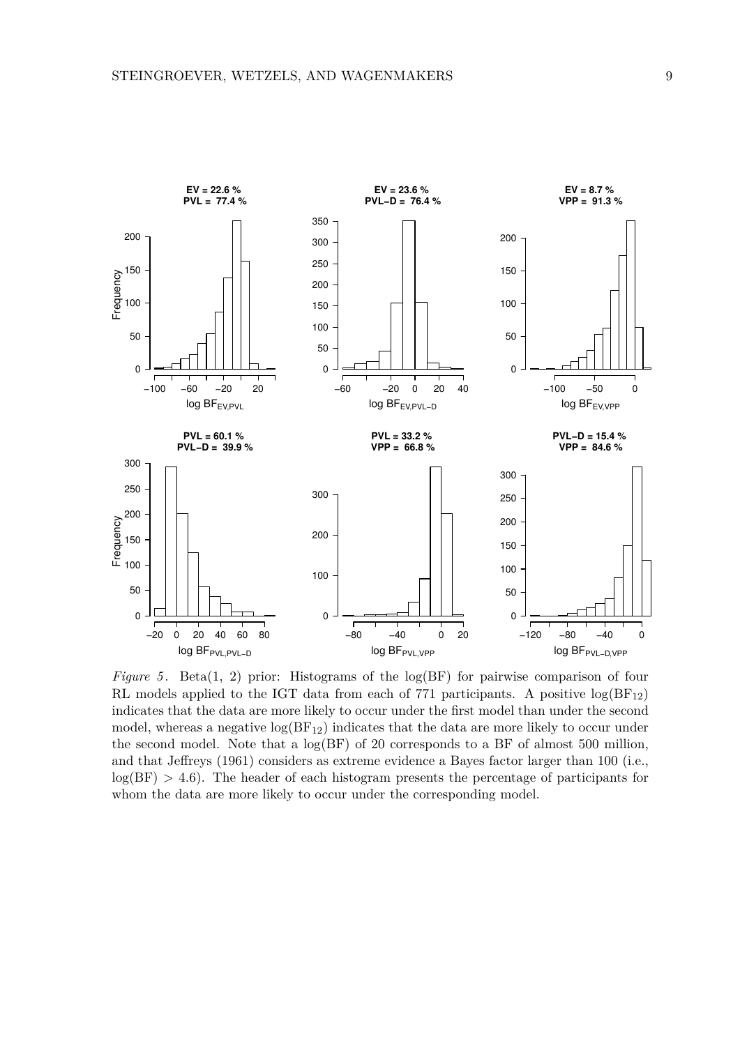*Figure 5*. Beta(1, 2) prior: Histograms of the log(BF) for pairwise comparison of four RL models applied to the IGT data from each of 771 participants. A positive $\log(\text{BF}_{12})$ indicates that the data are more likely to occur under the first model than under the second model, whereas a negative $\log(\text{BF}_{12})$ indicates that the data are more likely to occur under the second model. Note that a log(BF) of 20 corresponds to a BF of almost 500 million, and that Jeffreys (1961) considers as extreme evidence a Bayes factor larger than 100 (i.e., $\log(\text{BF}) > 4.6$). The header of each histogram presents the percentage of participants for whom the data are more likely to occur under the corresponding model.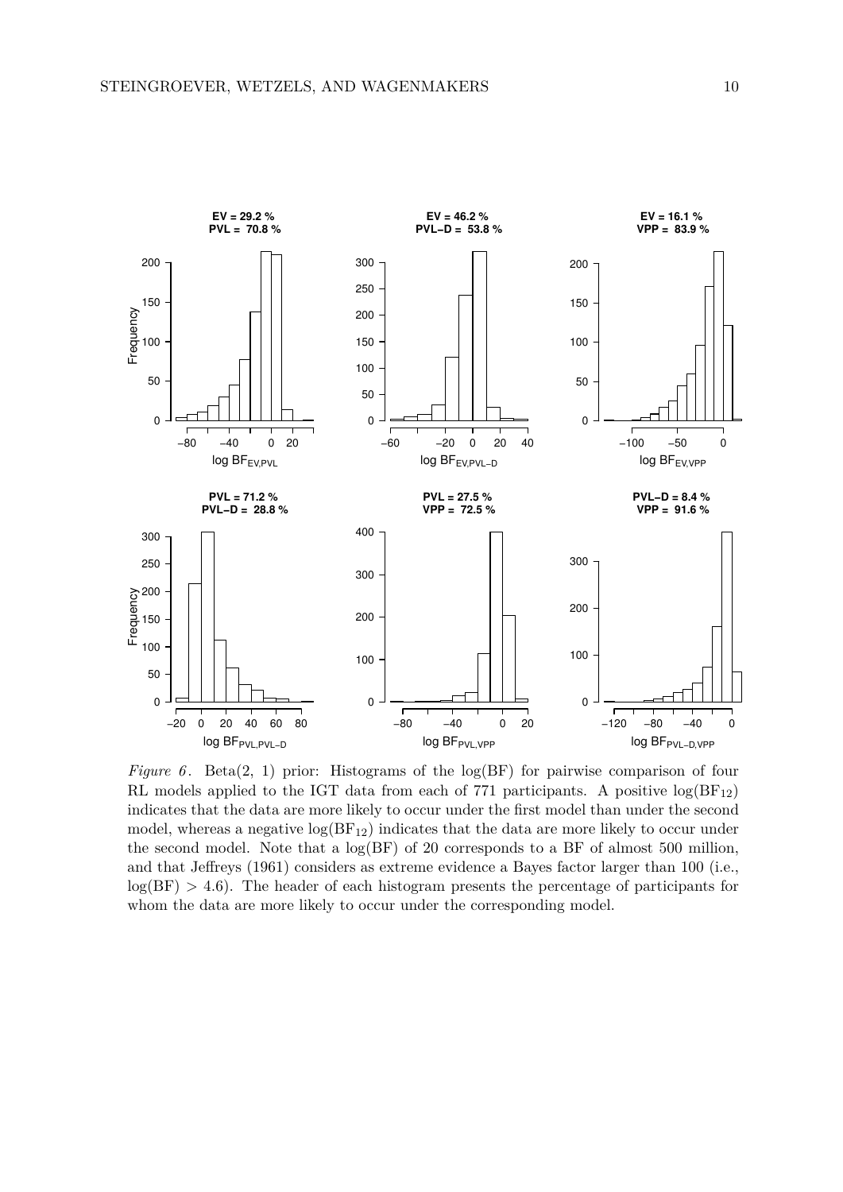*Figure 6*. Beta(2, 1) prior: Histograms of the log(BF) for pairwise comparison of four RL models applied to the IGT data from each of 771 participants. A positive $\log(\text{BF}_{12})$ indicates that the data are more likely to occur under the first model than under the second model, whereas a negative $\log(\text{BF}_{12})$ indicates that the data are more likely to occur under the second model. Note that a log(BF) of 20 corresponds to a BF of almost 500 million, and that Jeffreys (1961) considers as extreme evidence a Bayes factor larger than 100 (i.e., $\log(\text{BF}) > 4.6$). The header of each histogram presents the percentage of participants for whom the data are more likely to occur under the corresponding model.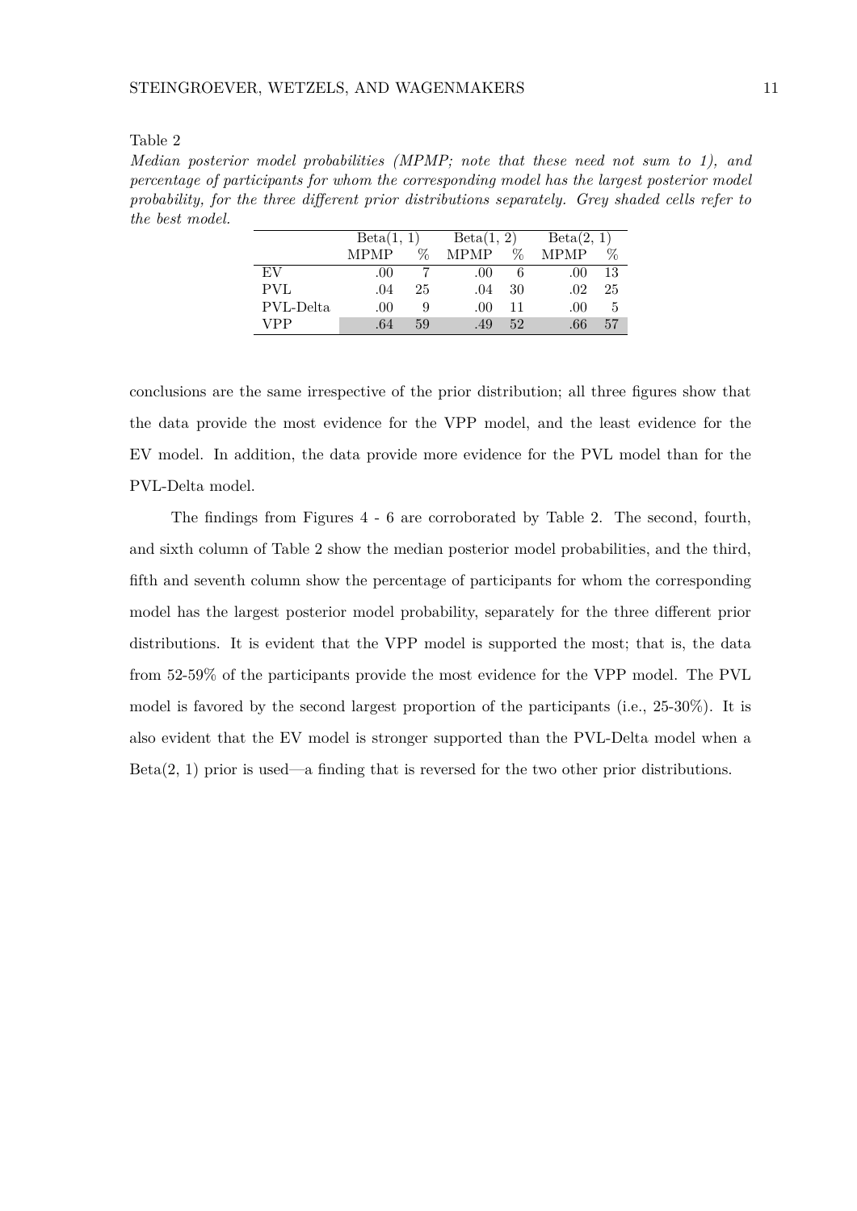Table 2

*Median posterior model probabilities (MPMP; note that these need not sum to 1), and percentage of participants for whom the corresponding model has the largest posterior model probability, for the three different prior distributions separately. Grey shaded cells refer to the best model.*

| | Beta(1, 1) | | Beta(1, 2) | | Beta(2, 1) | |
|---|---|---|---|---|---|---|
| | MPMP | % | MPMP | % | MPMP | % |
| EV | .00 | 7 | .00 | 6 | .00 | 13 |
| PVL | .04 | 25 | .04 | 30 | .02 | 25 |
| PVL-Delta | .00 | 9 | .00 | 11 | .00 | 5 |
| VPP | .64 | 59 | .49 | 52 | .66 | 57 |

conclusions are the same irrespective of the prior distribution; all three figures show that the data provide the most evidence for the VPP model, and the least evidence for the EV model. In addition, the data provide more evidence for the PVL model than for the PVL-Delta model.

The findings from Figures 4 - 6 are corroborated by Table 2. The second, fourth, and sixth column of Table 2 show the median posterior model probabilities, and the third, fifth and seventh column show the percentage of participants for whom the corresponding model has the largest posterior model probability, separately for the three different prior distributions. It is evident that the VPP model is supported the most; that is, the data from 52-59% of the participants provide the most evidence for the VPP model. The PVL model is favored by the second largest proportion of the participants (i.e., 25-30%). It is also evident that the EV model is stronger supported than the PVL-Delta model when a Beta(2, 1) prior is used—a finding that is reversed for the two other prior distributions.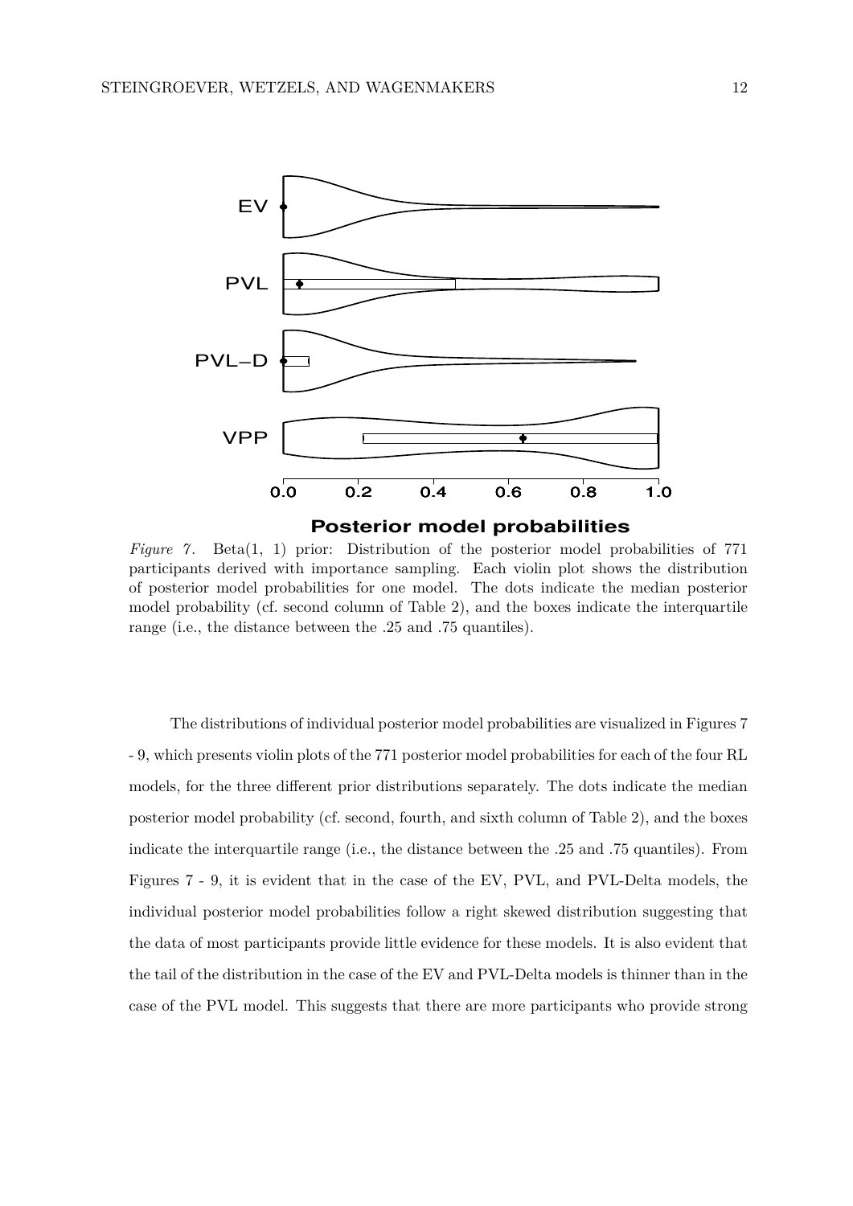*Figure 7*. Beta(1, 1) prior: Distribution of the posterior model probabilities of 771 participants derived with importance sampling. Each violin plot shows the distribution of posterior model probabilities for one model. The dots indicate the median posterior model probability (cf. second column of Table 2), and the boxes indicate the interquartile range (i.e., the distance between the .25 and .75 quantiles).

The distributions of individual posterior model probabilities are visualized in Figures 7 - 9, which presents violin plots of the 771 posterior model probabilities for each of the four RL models, for the three different prior distributions separately. The dots indicate the median posterior model probability (cf. second, fourth, and sixth column of Table 2), and the boxes indicate the interquartile range (i.e., the distance between the .25 and .75 quantiles). From Figures 7 - 9, it is evident that in the case of the EV, PVL, and PVL-Delta models, the individual posterior model probabilities follow a right skewed distribution suggesting that the data of most participants provide little evidence for these models. It is also evident that the tail of the distribution in the case of the EV and PVL-Delta models is thinner than in the case of the PVL model. This suggests that there are more participants who provide strong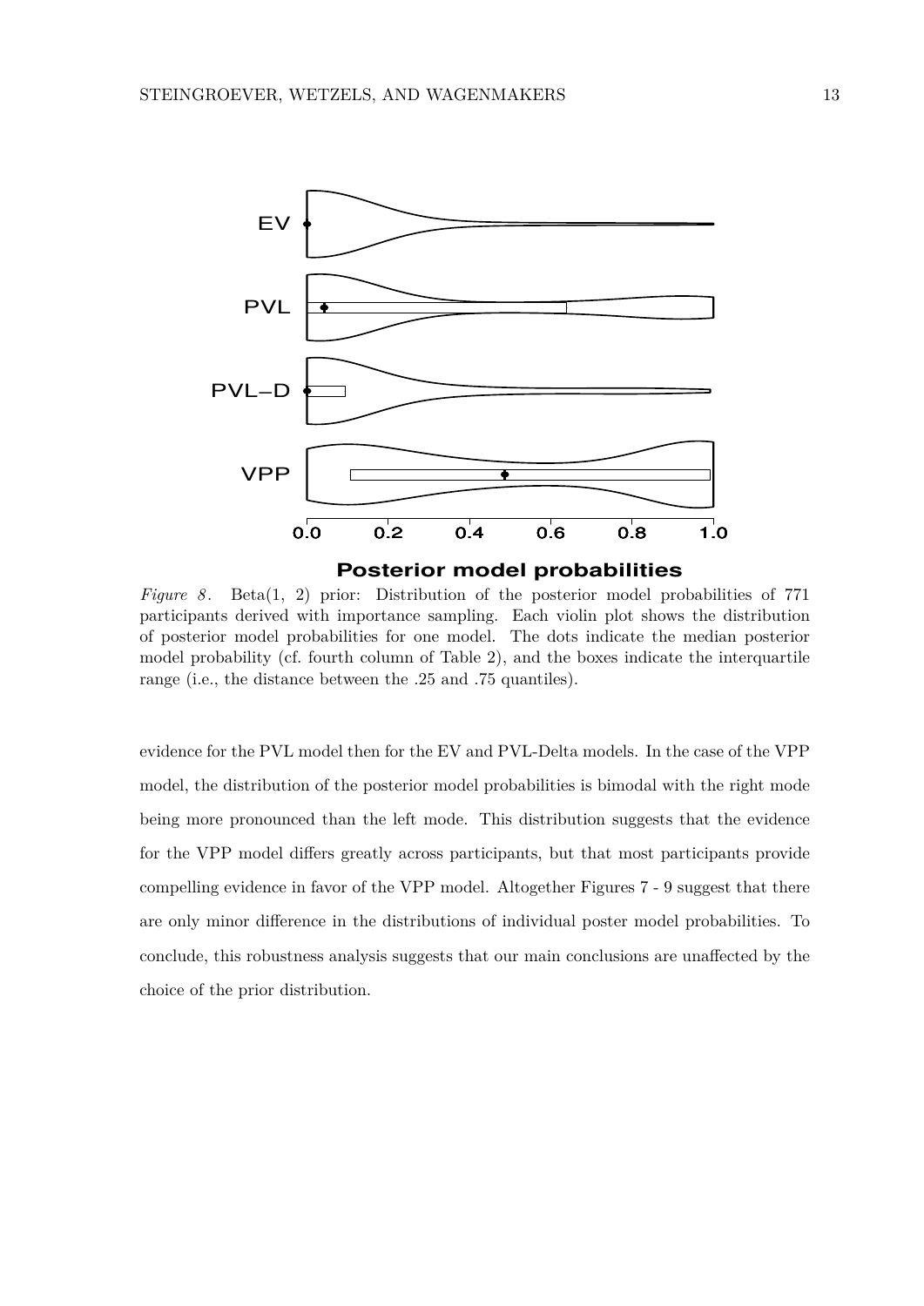*Figure 8*. Beta(1, 2) prior: Distribution of the posterior model probabilities of 771 participants derived with importance sampling. Each violin plot shows the distribution of posterior model probabilities for one model. The dots indicate the median posterior model probability (cf. fourth column of Table 2), and the boxes indicate the interquartile range (i.e., the distance between the .25 and .75 quantiles).

evidence for the PVL model then for the EV and PVL-Delta models. In the case of the VPP model, the distribution of the posterior model probabilities is bimodal with the right mode being more pronounced than the left mode. This distribution suggests that the evidence for the VPP model differs greatly across participants, but that most participants provide compelling evidence in favor of the VPP model. Altogether Figures 7 - 9 suggest that there are only minor difference in the distributions of individual poster model probabilities. To conclude, this robustness analysis suggests that our main conclusions are unaffected by the choice of the prior distribution.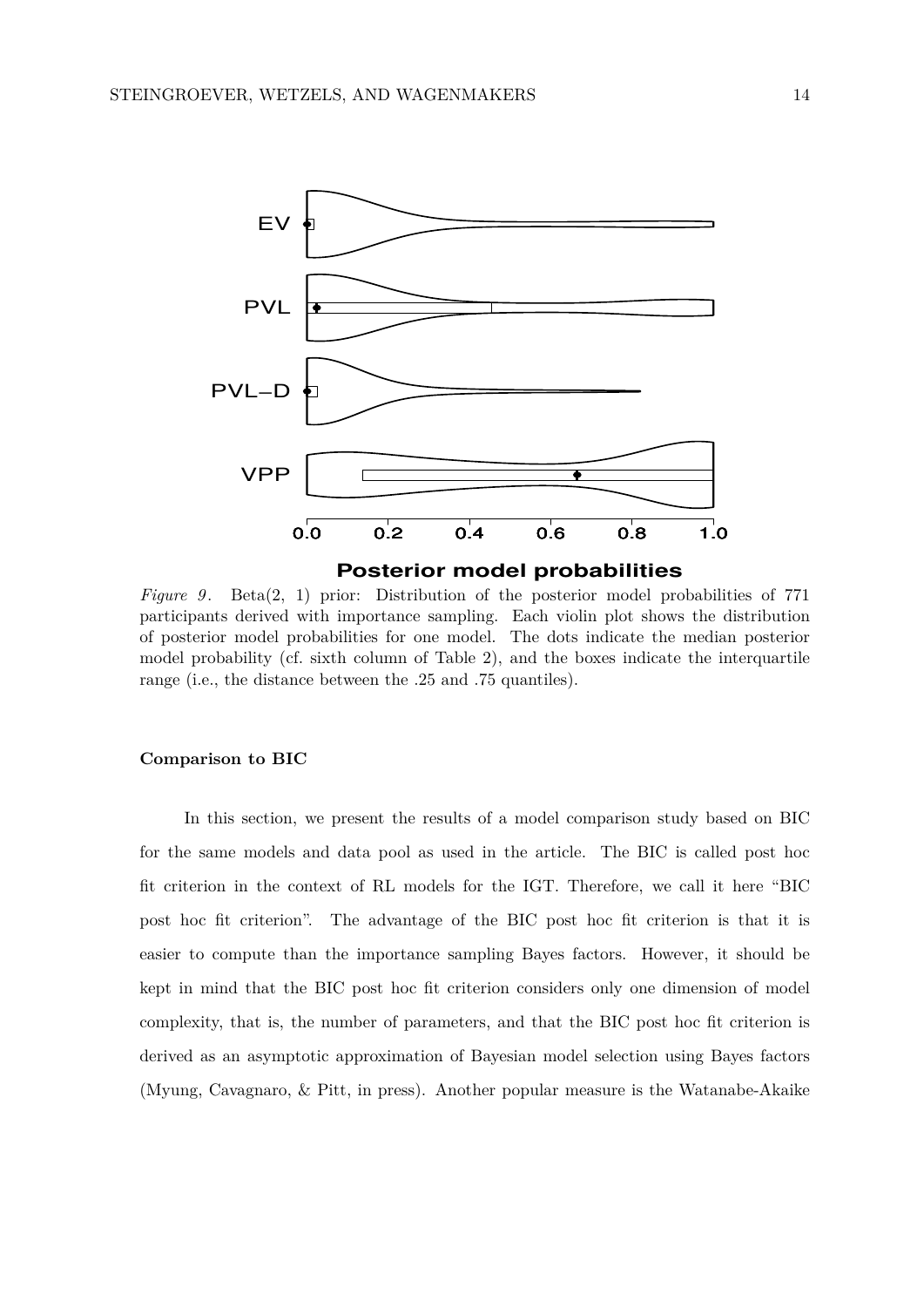*Figure 9*. Beta(2, 1) prior: Distribution of the posterior model probabilities of 771 participants derived with importance sampling. Each violin plot shows the distribution of posterior model probabilities for one model. The dots indicate the median posterior model probability (cf. sixth column of Table 2), and the boxes indicate the interquartile range (i.e., the distance between the .25 and .75 quantiles).

### Comparison to BIC

In this section, we present the results of a model comparison study based on BIC for the same models and data pool as used in the article. The BIC is called post hoc fit criterion in the context of RL models for the IGT. Therefore, we call it here "BIC post hoc fit criterion". The advantage of the BIC post hoc fit criterion is that it is easier to compute than the importance sampling Bayes factors. However, it should be kept in mind that the BIC post hoc fit criterion considers only one dimension of model complexity, that is, the number of parameters, and that the BIC post hoc fit criterion is derived as an asymptotic approximation of Bayesian model selection using Bayes factors (Myung, Cavagnaro, & Pitt, in press). Another popular measure is the Watanabe-Akaike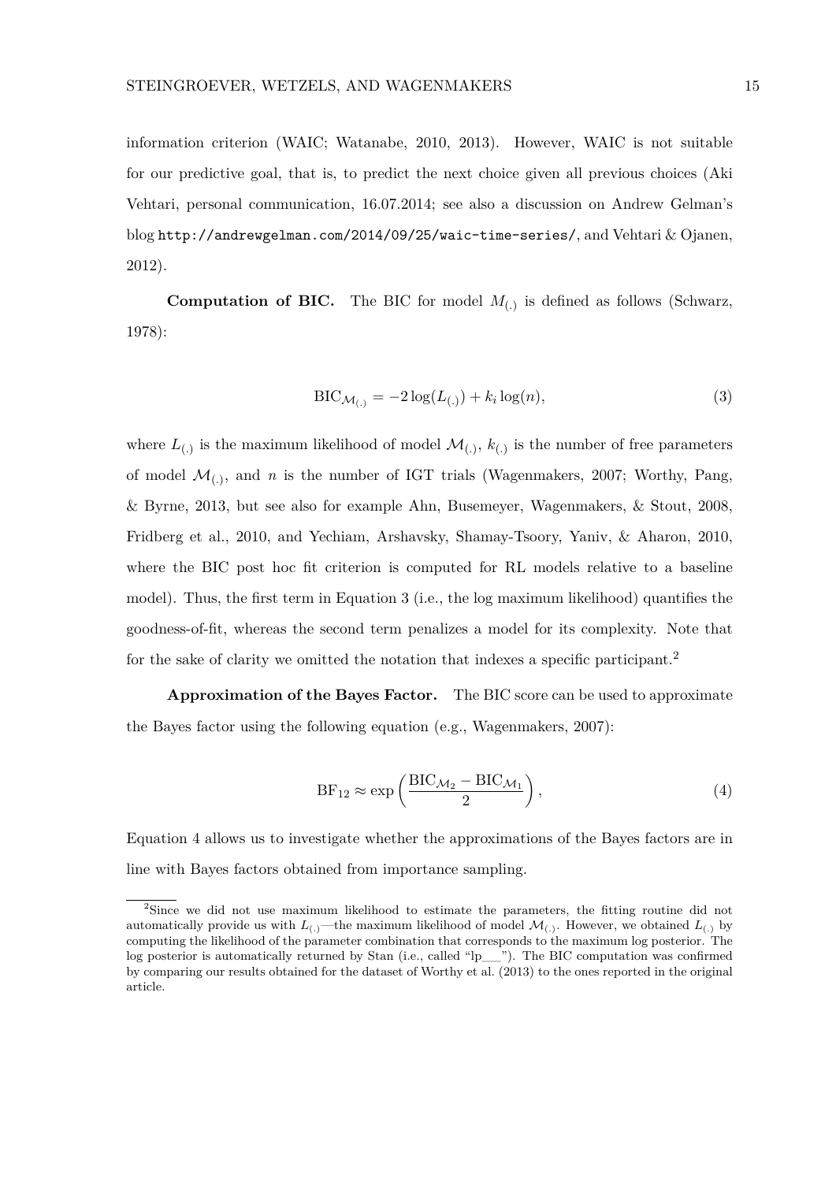information criterion (WAIC; Watanabe, 2010, 2013). However, WAIC is not suitable for our predictive goal, that is, to predict the next choice given all previous choices (Aki Vehtari, personal communication, 16.07.2014; see also a discussion on Andrew Gelman's blog `http://andrewgelman.com/2014/09/25/waic-time-series/`, and Vehtari & Ojanen, 2012).

**Computation of BIC.** The BIC for model $M_{(.)}$ is defined as follows (Schwarz, 1978):

$$\text{BIC}_{\mathcal{M}_{(.)}} = -2\log(L_{(.)}) + k_i \log(n), \tag{3}$$

where $L_{(.)}$ is the maximum likelihood of model $\mathcal{M}_{(.)}$, $k_{(.)}$ is the number of free parameters of model $\mathcal{M}_{(.)}$, and $n$ is the number of IGT trials (Wagenmakers, 2007; Worthy, Pang, & Byrne, 2013, but see also for example Ahn, Busemeyer, Wagenmakers, & Stout, 2008, Fridberg et al., 2010, and Yechiam, Arshavsky, Shamay-Tsoory, Yaniv, & Aharon, 2010, where the BIC post hoc fit criterion is computed for RL models relative to a baseline model). Thus, the first term in Equation 3 (i.e., the log maximum likelihood) quantifies the goodness-of-fit, whereas the second term penalizes a model for its complexity. Note that for the sake of clarity we omitted the notation that indexes a specific participant.[2]

**Approximation of the Bayes Factor.** The BIC score can be used to approximate the Bayes factor using the following equation (e.g., Wagenmakers, 2007):

$$\text{BF}_{12} \approx \exp\left(\frac{\text{BIC}_{\mathcal{M}_2} - \text{BIC}_{\mathcal{M}_1}}{2}\right), \tag{4}$$

Equation 4 allows us to investigate whether the approximations of the Bayes factors are in line with Bayes factors obtained from importance sampling.

[2]Since we did not use maximum likelihood to estimate the parameters, the fitting routine did not automatically provide us with $L_{(.)}$—the maximum likelihood of model $\mathcal{M}_{(.)}$. However, we obtained $L_{(.)}$ by computing the likelihood of the parameter combination that corresponds to the maximum log posterior. The log posterior is automatically returned by Stan (i.e., called "lp__"). The BIC computation was confirmed by comparing our results obtained for the dataset of Worthy et al. (2013) to the ones reported in the original article.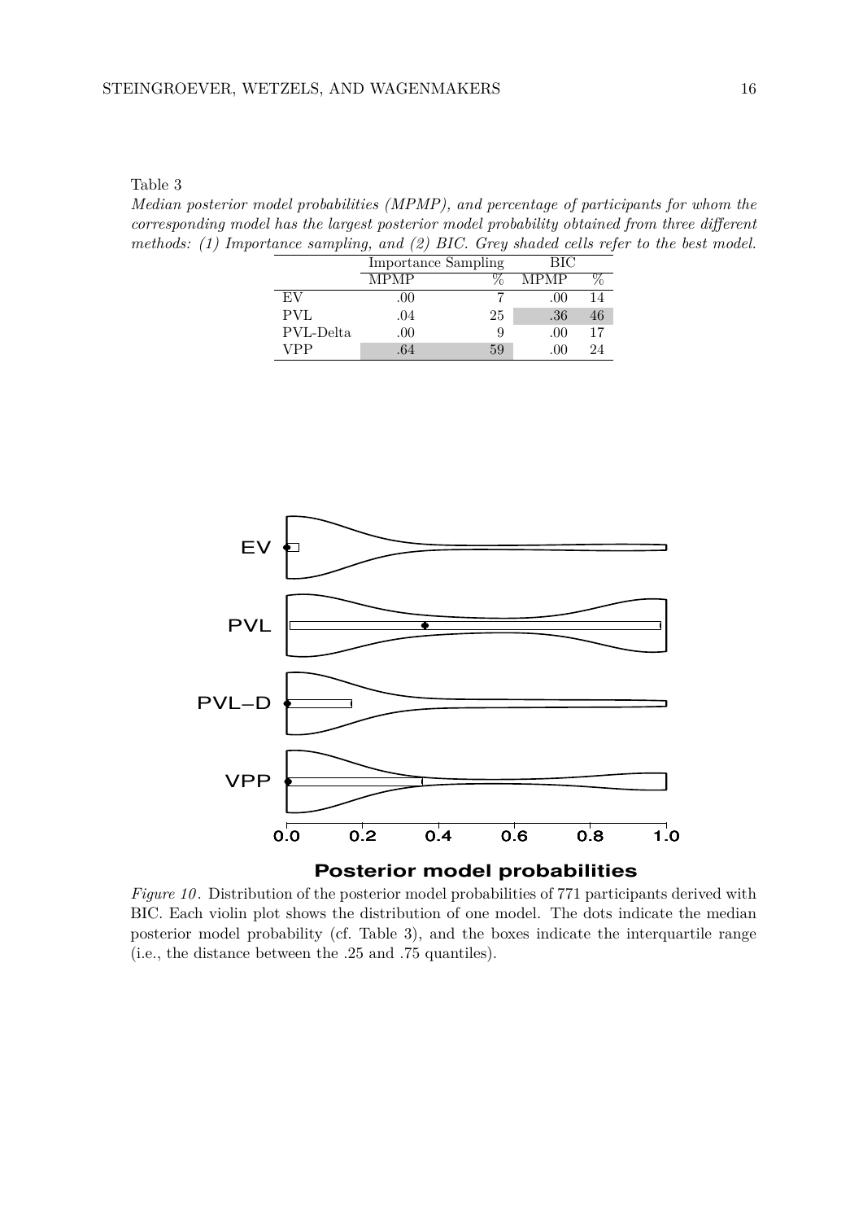Table 3

*Median posterior model probabilities (MPMP), and percentage of participants for whom the corresponding model has the largest posterior model probability obtained from three different methods: (1) Importance sampling, and (2) BIC. Grey shaded cells refer to the best model.*

| | Importance Sampling | | BIC | |
|---|---|---|---|---|
| | MPMP | % | MPMP | % |
| EV | .00 | 7 | .00 | 14 |
| PVL | .04 | 25 | .36 | 46 |
| PVL-Delta | .00 | 9 | .00 | 17 |
| VPP | .64 | 59 | .00 | 24 |

*Figure 10*. Distribution of the posterior model probabilities of 771 participants derived with BIC. Each violin plot shows the distribution of one model. The dots indicate the median posterior model probability (cf. Table 3), and the boxes indicate the interquartile range (i.e., the distance between the .25 and .75 quantiles).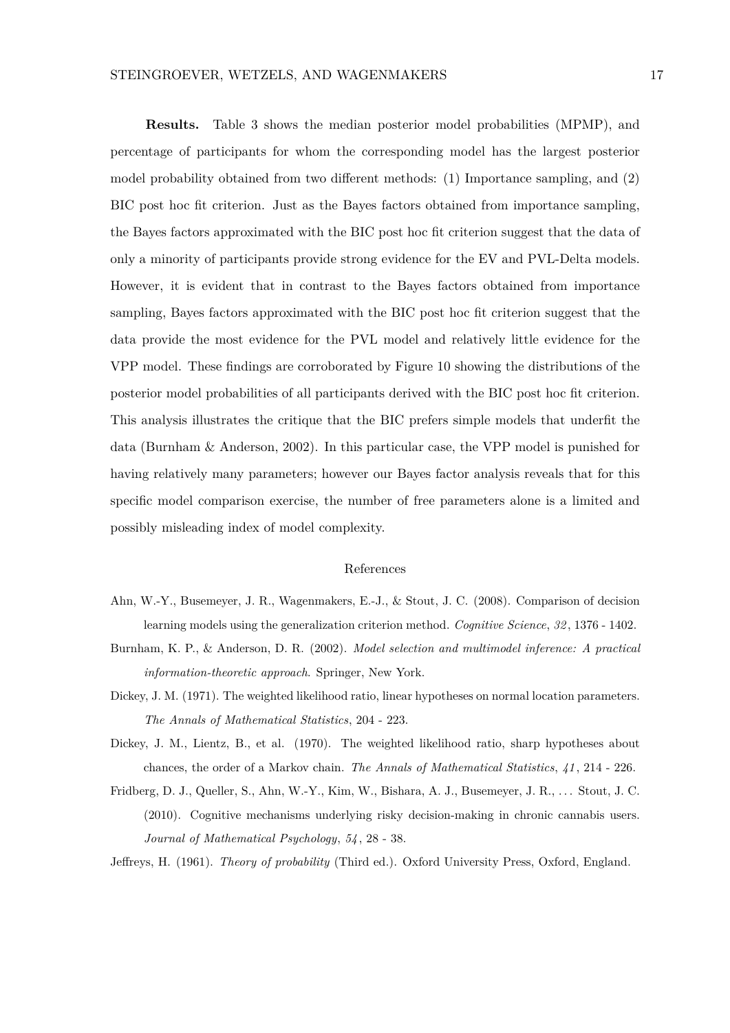**Results.** Table 3 shows the median posterior model probabilities (MPMP), and percentage of participants for whom the corresponding model has the largest posterior model probability obtained from two different methods: (1) Importance sampling, and (2) BIC post hoc fit criterion. Just as the Bayes factors obtained from importance sampling, the Bayes factors approximated with the BIC post hoc fit criterion suggest that the data of only a minority of participants provide strong evidence for the EV and PVL-Delta models. However, it is evident that in contrast to the Bayes factors obtained from importance sampling, Bayes factors approximated with the BIC post hoc fit criterion suggest that the data provide the most evidence for the PVL model and relatively little evidence for the VPP model. These findings are corroborated by Figure 10 showing the distributions of the posterior model probabilities of all participants derived with the BIC post hoc fit criterion. This analysis illustrates the critique that the BIC prefers simple models that underfit the data (Burnham & Anderson, 2002). In this particular case, the VPP model is punished for having relatively many parameters; however our Bayes factor analysis reveals that for this specific model comparison exercise, the number of free parameters alone is a limited and possibly misleading index of model complexity.

## References

Ahn, W.-Y., Busemeyer, J. R., Wagenmakers, E.-J., & Stout, J. C. (2008). Comparison of decision learning models using the generalization criterion method. *Cognitive Science*, *32*, 1376 - 1402.

Burnham, K. P., & Anderson, D. R. (2002). *Model selection and multimodel inference: A practical information-theoretic approach*. Springer, New York.

Dickey, J. M. (1971). The weighted likelihood ratio, linear hypotheses on normal location parameters. *The Annals of Mathematical Statistics*, 204 - 223.

Dickey, J. M., Lientz, B., et al. (1970). The weighted likelihood ratio, sharp hypotheses about chances, the order of a Markov chain. *The Annals of Mathematical Statistics*, *41*, 214 - 226.

Fridberg, D. J., Queller, S., Ahn, W.-Y., Kim, W., Bishara, A. J., Busemeyer, J. R., ... Stout, J. C. (2010). Cognitive mechanisms underlying risky decision-making in chronic cannabis users. *Journal of Mathematical Psychology*, *54*, 28 - 38.

Jeffreys, H. (1961). *Theory of probability* (Third ed.). Oxford University Press, Oxford, England.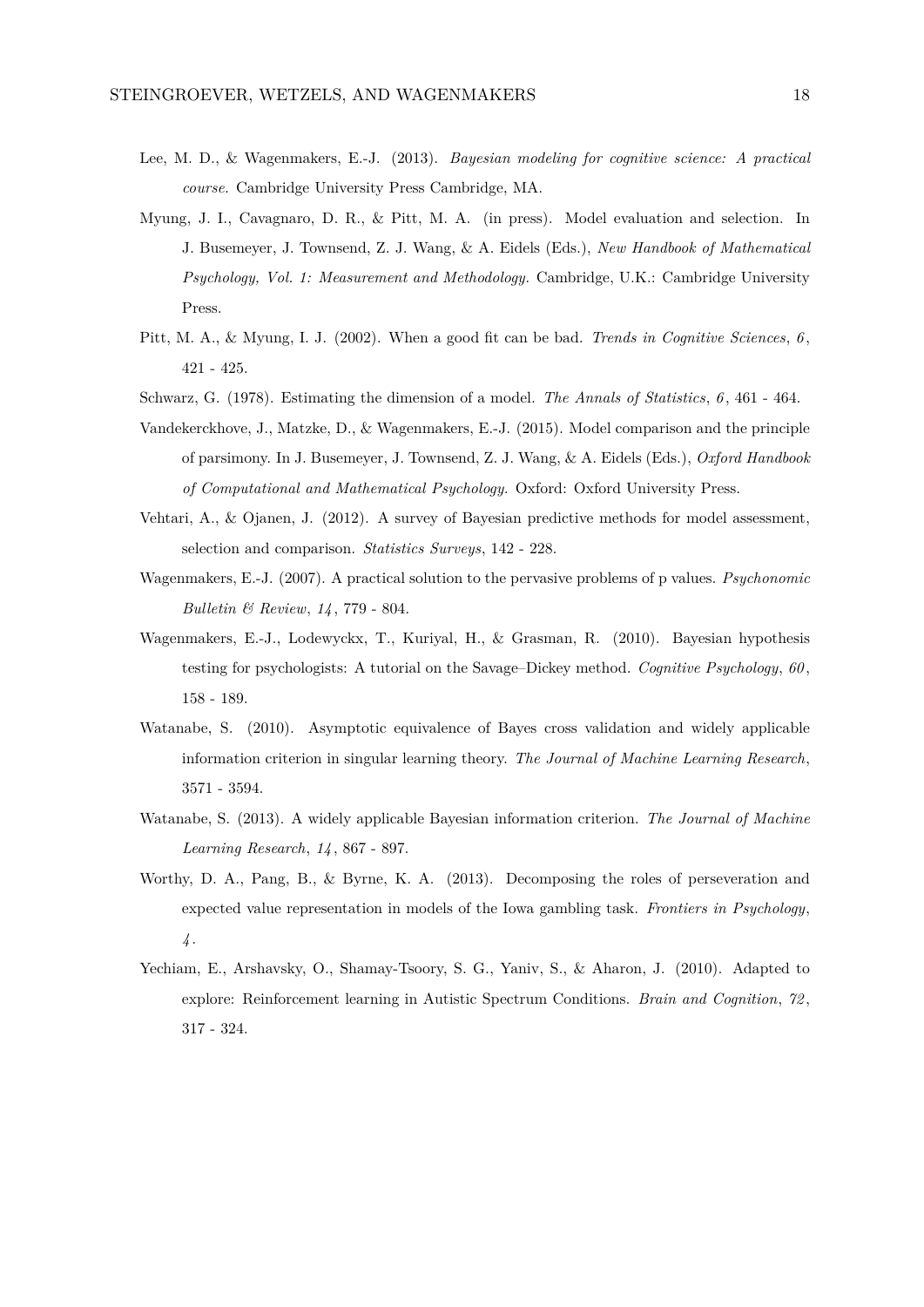Lee, M. D., & Wagenmakers, E.-J. (2013). *Bayesian modeling for cognitive science: A practical course.* Cambridge University Press Cambridge, MA.

Myung, J. I., Cavagnaro, D. R., & Pitt, M. A. (in press). Model evaluation and selection. In J. Busemeyer, J. Townsend, Z. J. Wang, & A. Eidels (Eds.), *New Handbook of Mathematical Psychology, Vol. 1: Measurement and Methodology.* Cambridge, U.K.: Cambridge University Press.

Pitt, M. A., & Myung, I. J. (2002). When a good fit can be bad. *Trends in Cognitive Sciences*, *6*, 421 - 425.

Schwarz, G. (1978). Estimating the dimension of a model. *The Annals of Statistics*, *6*, 461 - 464.

Vandekerckhove, J., Matzke, D., & Wagenmakers, E.-J. (2015). Model comparison and the principle of parsimony. In J. Busemeyer, J. Townsend, Z. J. Wang, & A. Eidels (Eds.), *Oxford Handbook of Computational and Mathematical Psychology.* Oxford: Oxford University Press.

Vehtari, A., & Ojanen, J. (2012). A survey of Bayesian predictive methods for model assessment, selection and comparison. *Statistics Surveys*, 142 - 228.

Wagenmakers, E.-J. (2007). A practical solution to the pervasive problems of p values. *Psychonomic Bulletin & Review*, *14*, 779 - 804.

Wagenmakers, E.-J., Lodewyckx, T., Kuriyal, H., & Grasman, R. (2010). Bayesian hypothesis testing for psychologists: A tutorial on the Savage–Dickey method. *Cognitive Psychology*, *60*, 158 - 189.

Watanabe, S. (2010). Asymptotic equivalence of Bayes cross validation and widely applicable information criterion in singular learning theory. *The Journal of Machine Learning Research*, 3571 - 3594.

Watanabe, S. (2013). A widely applicable Bayesian information criterion. *The Journal of Machine Learning Research*, *14*, 867 - 897.

Worthy, D. A., Pang, B., & Byrne, K. A. (2013). Decomposing the roles of perseveration and expected value representation in models of the Iowa gambling task. *Frontiers in Psychology*, *4*.

Yechiam, E., Arshavsky, O., Shamay-Tsoory, S. G., Yaniv, S., & Aharon, J. (2010). Adapted to explore: Reinforcement learning in Autistic Spectrum Conditions. *Brain and Cognition*, *72*, 317 - 324.